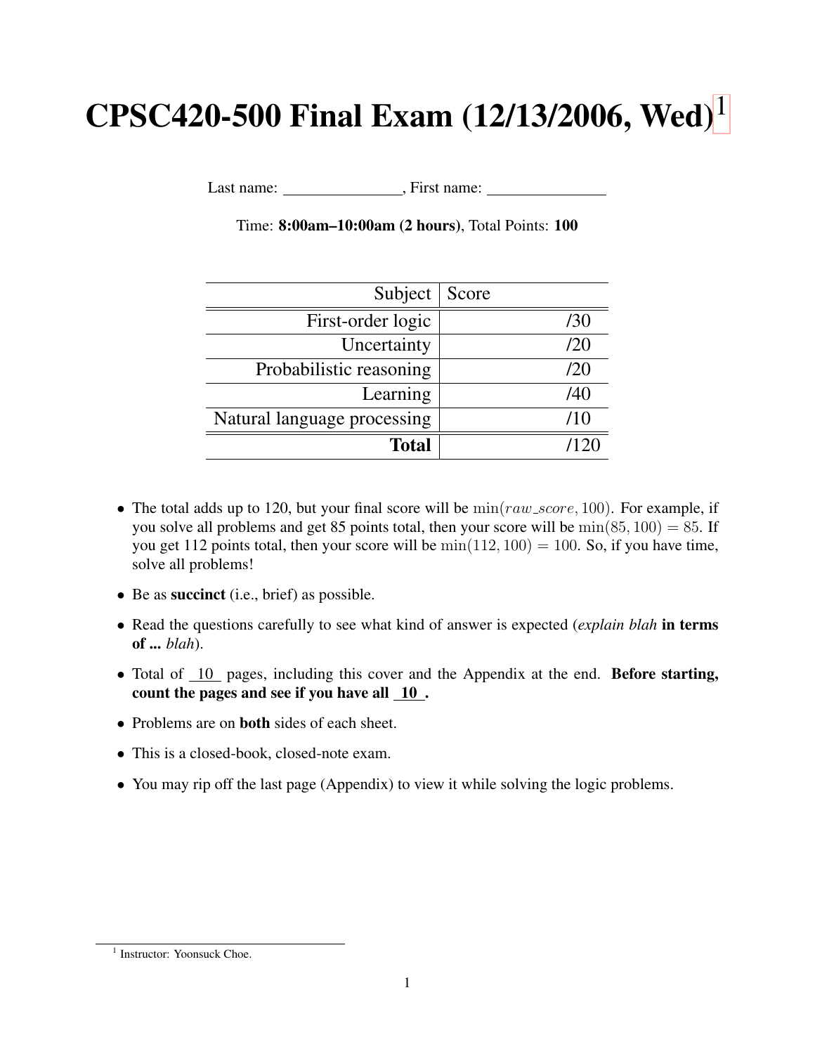# CPSC420-500 Final Exam (12/13/2006, Wed)[1]

Last name: _______________, First name: _______________

Time: **8:00am–10:00am (2 hours)**, Total Points: **100**

| Subject | Score |
|---:|---:|
| First-order logic | /30 |
| Uncertainty | /20 |
| Probabilistic reasoning | /20 |
| Learning | /40 |
| Natural language processing | /10 |
| **Total** | /120 |

- The total adds up to 120, but your final score will be $\min(raw\_score, 100)$. For example, if you solve all problems and get 85 points total, then your score will be $\min(85, 100) = 85$. If you get 112 points total, then your score will be $\min(112, 100) = 100$. So, if you have time, solve all problems!
- Be as **succinct** (i.e., brief) as possible.
- Read the questions carefully to see what kind of answer is expected (*explain blah* **in terms of ...** *blah*).
- Total of 10 pages, including this cover and the Appendix at the end. **Before starting, count the pages and see if you have all 10 .**
- Problems are on **both** sides of each sheet.
- This is a closed-book, closed-note exam.
- You may rip off the last page (Appendix) to view it while solving the logic problems.

[1] Instructor: Yoonsuck Choe.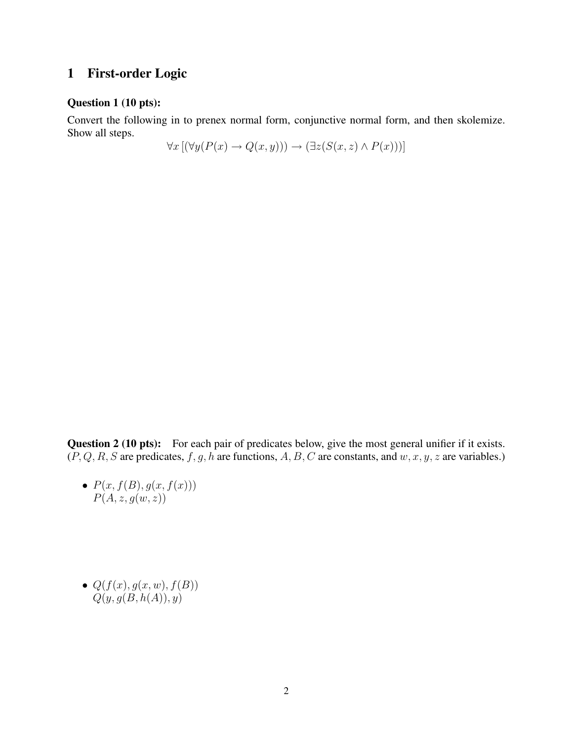# 1 First-order Logic

**Question 1 (10 pts):**

Convert the following in to prenex normal form, conjunctive normal form, and then skolemize. Show all steps.

$$\forall x\,[(\forall y(P(x) \rightarrow Q(x,y))) \rightarrow (\exists z(S(x,z) \wedge P(x)))]$$

**Question 2 (10 pts):** For each pair of predicates below, give the most general unifier if it exists. ($P, Q, R, S$ are predicates, $f, g, h$ are functions, $A, B, C$ are constants, and $w, x, y, z$ are variables.)

- $P(x, f(B), g(x, f(x)))$
  $P(A, z, g(w, z))$

- $Q(f(x), g(x, w), f(B))$
  $Q(y, g(B, h(A)), y)$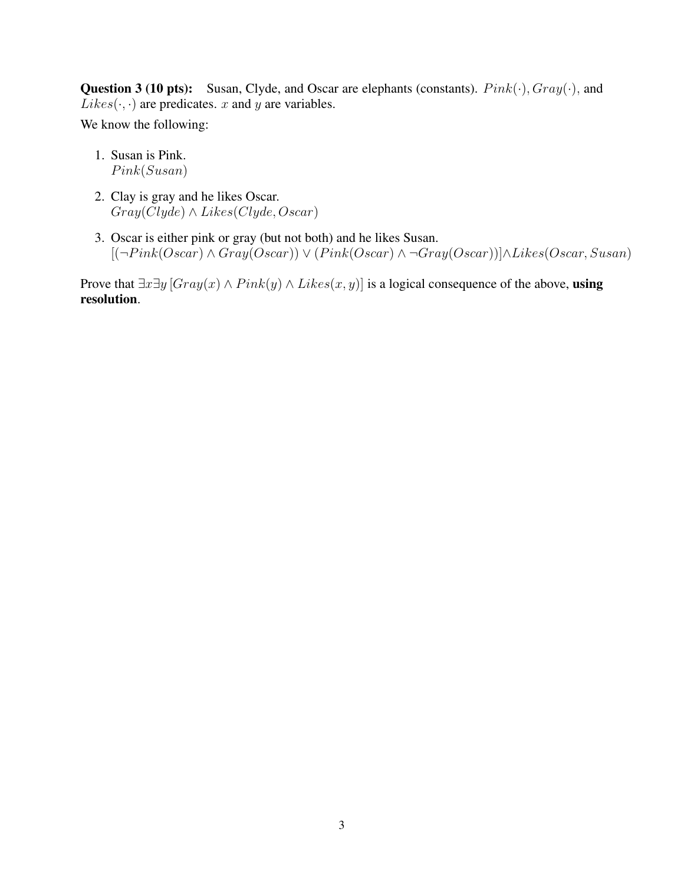**Question 3 (10 pts):** Susan, Clyde, and Oscar are elephants (constants). $Pink(\cdot), Gray(\cdot),$ and $Likes(\cdot, \cdot)$ are predicates. $x$ and $y$ are variables.

We know the following:

1. Susan is Pink.
   $Pink(Susan)$
2. Clay is gray and he likes Oscar.
   $Gray(Clyde) \wedge Likes(Clyde, Oscar)$
3. Oscar is either pink or gray (but not both) and he likes Susan.
   $[(\neg Pink(Oscar) \wedge Gray(Oscar)) \vee (Pink(Oscar) \wedge \neg Gray(Oscar))] \wedge Likes(Oscar, Susan)$

Prove that $\exists x \exists y \, [Gray(x) \wedge Pink(y) \wedge Likes(x, y)]$ is a logical consequence of the above, **using resolution**.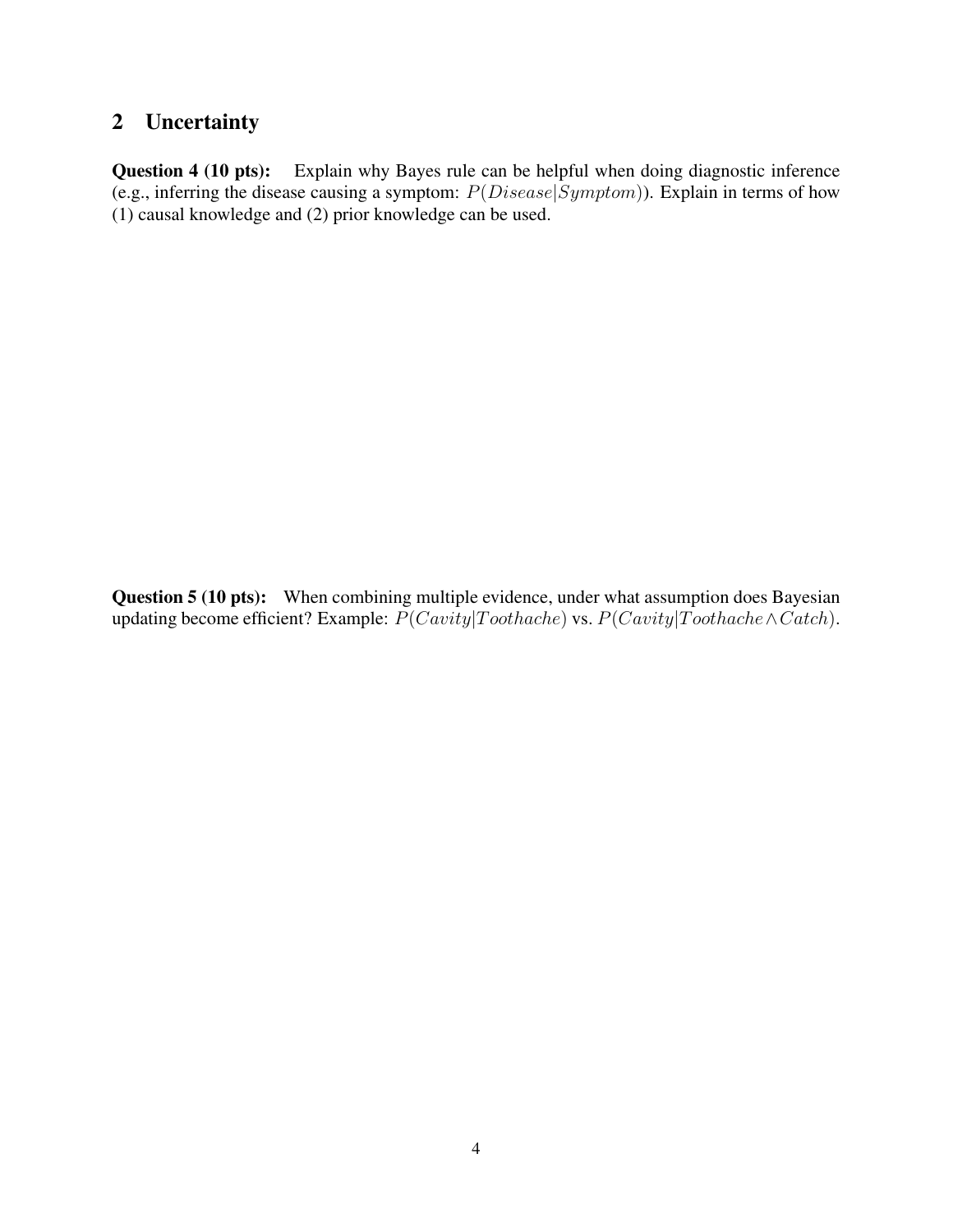## 2 Uncertainty

**Question 4 (10 pts):** Explain why Bayes rule can be helpful when doing diagnostic inference (e.g., inferring the disease causing a symptom: $P(Disease|Symptom)$). Explain in terms of how (1) causal knowledge and (2) prior knowledge can be used.

**Question 5 (10 pts):** When combining multiple evidence, under what assumption does Bayesian updating become efficient? Example: $P(Cavity|Toothache)$ vs. $P(Cavity|Toothache \wedge Catch)$.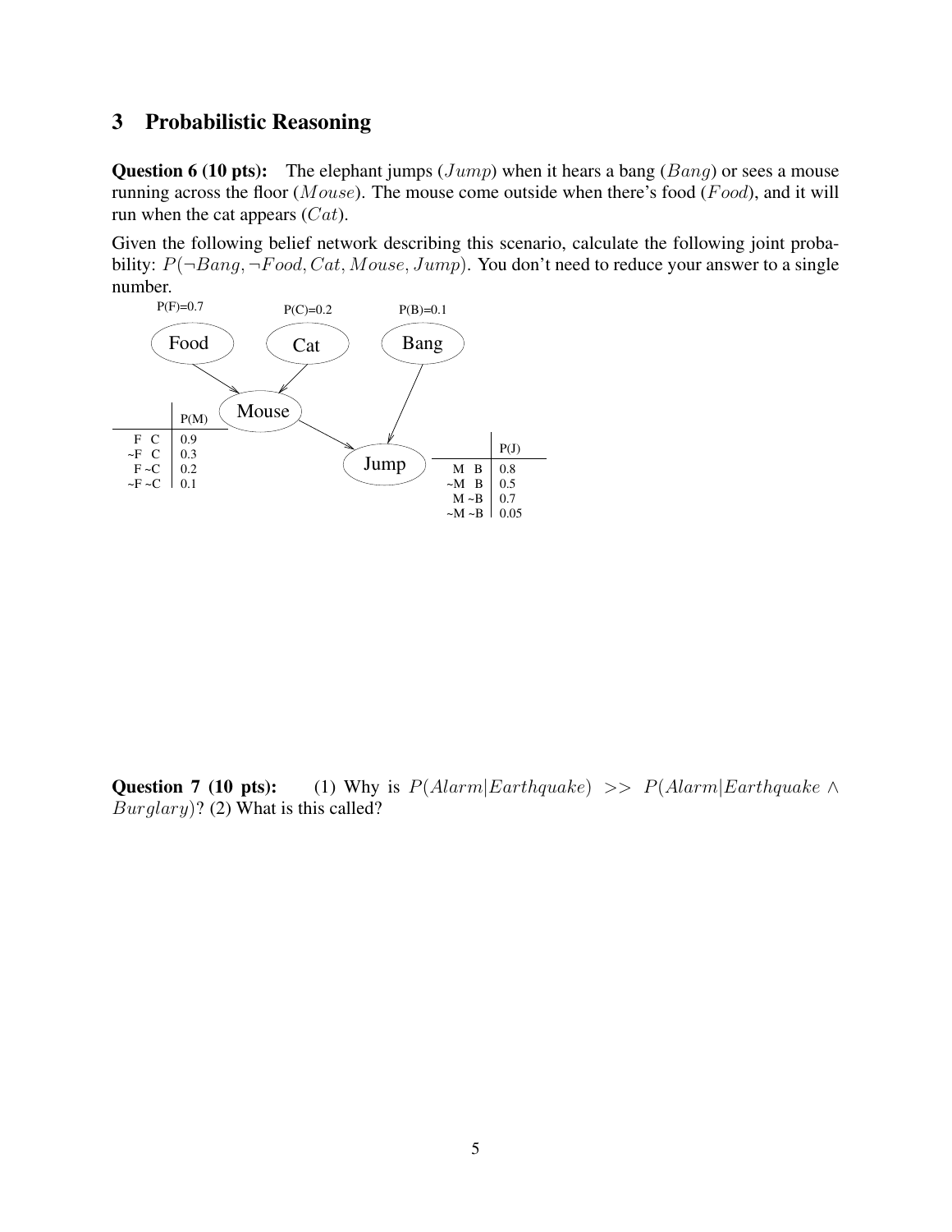## 3 Probabilistic Reasoning

**Question 6 (10 pts):** The elephant jumps ($Jump$) when it hears a bang ($Bang$) or sees a mouse running across the floor ($Mouse$). The mouse come outside when there's food ($Food$), and it will run when the cat appears ($Cat$).

Given the following belief network describing this scenario, calculate the following joint probability: $P(\neg Bang, \neg Food, Cat, Mouse, Jump)$. You don't need to reduce your answer to a single number.

P(F)=0.7 P(C)=0.2 P(B)=0.1

Food → Mouse, Cat → Mouse, Mouse → Jump, Bang → Jump

| | P(M) |
|---|---|
| F C | 0.9 |
| ~F C | 0.3 |
| F ~C | 0.2 |
| ~F ~C | 0.1 |

| | P(J) |
|---|---|
| M B | 0.8 |
| ~M B | 0.5 |
| M ~B | 0.7 |
| ~M ~B | 0.05 |

**Question 7 (10 pts):** (1) Why is $P(Alarm|Earthquake) >> P(Alarm|Earthquake \wedge Burglary)$? (2) What is this called?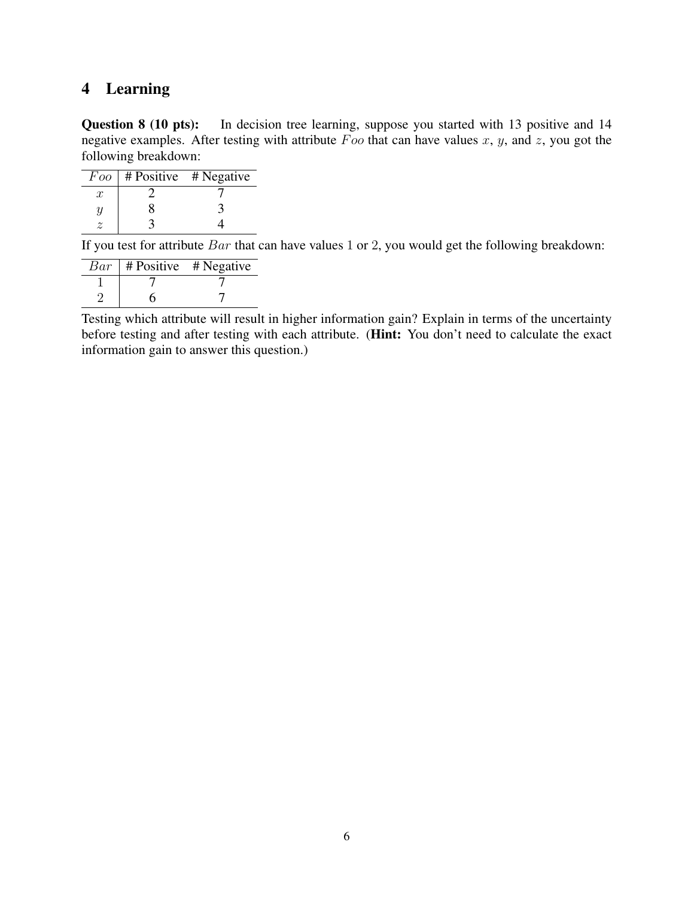## 4 Learning

**Question 8 (10 pts):** In decision tree learning, suppose you started with 13 positive and 14 negative examples. After testing with attribute $Foo$ that can have values $x$, $y$, and $z$, you got the following breakdown:

| $Foo$ | # Positive | # Negative |
|---|---|---|
| $x$ | 2 | 7 |
| $y$ | 8 | 3 |
| $z$ | 3 | 4 |

If you test for attribute $Bar$ that can have values 1 or 2, you would get the following breakdown:

| $Bar$ | # Positive | # Negative |
|---|---|---|
| 1 | 7 | 7 |
| 2 | 6 | 7 |

Testing which attribute will result in higher information gain? Explain in terms of the uncertainty before testing and after testing with each attribute. (**Hint:** You don't need to calculate the exact information gain to answer this question.)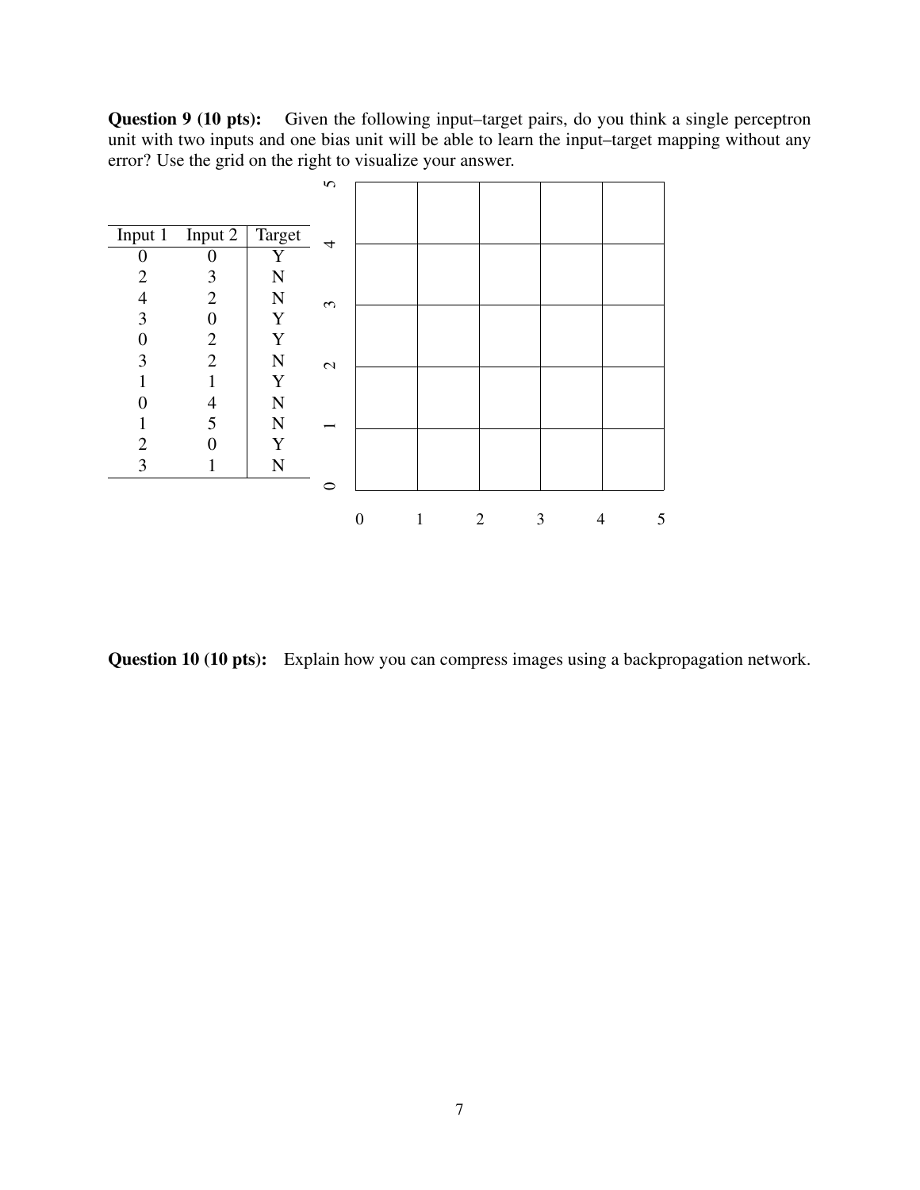**Question 9 (10 pts):** Given the following input–target pairs, do you think a single perceptron unit with two inputs and one bias unit will be able to learn the input–target mapping without any error? Use the grid on the right to visualize your answer.

| Input 1 | Input 2 | Target |
|---|---|---|
| 0 | 0 | Y |
| 2 | 3 | N |
| 4 | 2 | N |
| 3 | 0 | Y |
| 0 | 2 | Y |
| 3 | 2 | N |
| 1 | 1 | Y |
| 0 | 4 | N |
| 1 | 5 | N |
| 2 | 0 | Y |
| 3 | 1 | N |

**Question 10 (10 pts):** Explain how you can compress images using a backpropagation network.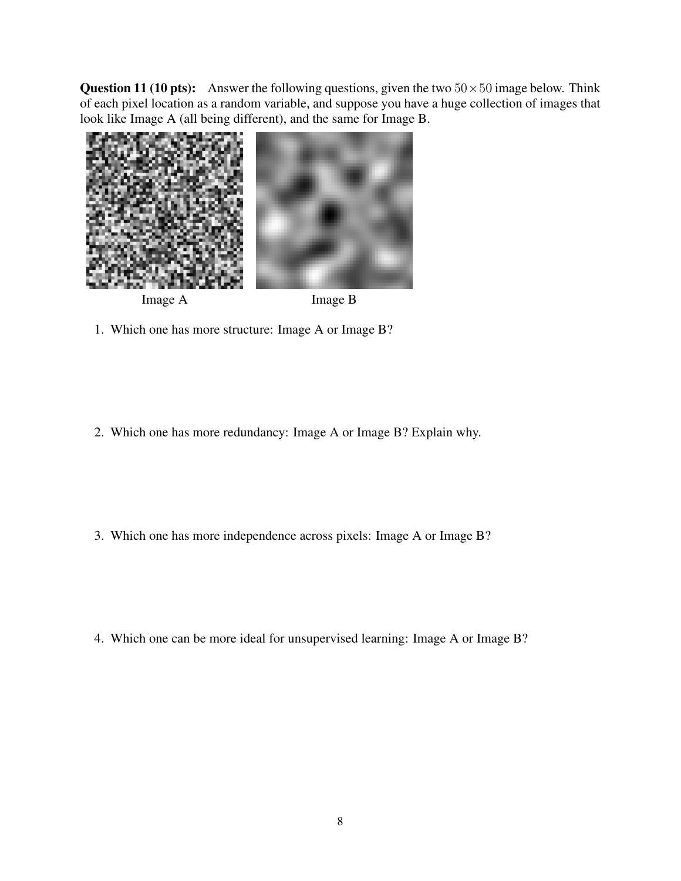**Question 11 (10 pts):** Answer the following questions, given the two $50 \times 50$ image below. Think of each pixel location as a random variable, and suppose you have a huge collection of images that look like Image A (all being different), and the same for Image B.

Image A Image B

1. Which one has more structure: Image A or Image B?

2. Which one has more redundancy: Image A or Image B? Explain why.

3. Which one has more independence across pixels: Image A or Image B?

4. Which one can be more ideal for unsupervised learning: Image A or Image B?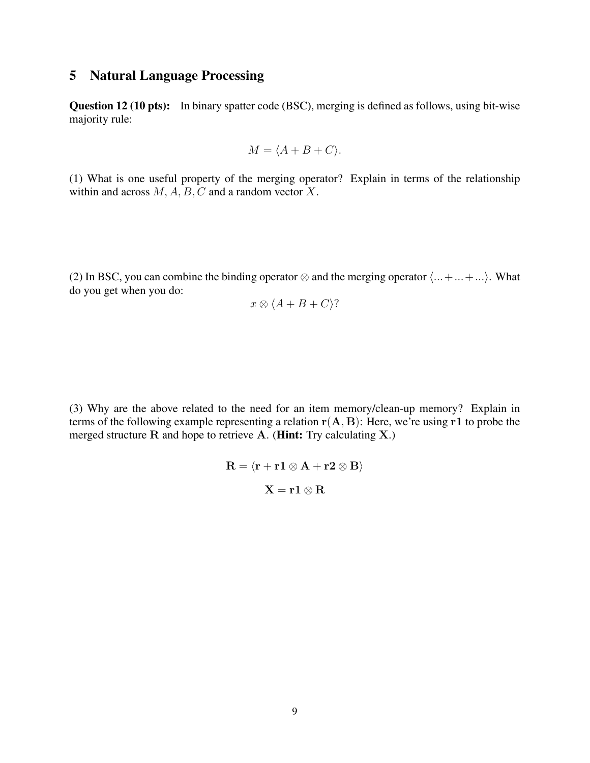## 5 Natural Language Processing

**Question 12 (10 pts):** In binary spatter code (BSC), merging is defined as follows, using bit-wise majority rule:

$$M = \langle A + B + C \rangle.$$

(1) What is one useful property of the merging operator? Explain in terms of the relationship within and across $M, A, B, C$ and a random vector $X$.

(2) In BSC, you can combine the binding operator $\otimes$ and the merging operator $\langle ... + ... + ... \rangle$. What do you get when you do:

$$x \otimes \langle A + B + C \rangle?$$

(3) Why are the above related to the need for an item memory/clean-up memory? Explain in terms of the following example representing a relation $\mathbf{r}(\mathbf{A}, \mathbf{B})$: Here, we're using $\mathbf{r1}$ to probe the merged structure $\mathbf{R}$ and hope to retrieve $\mathbf{A}$. (**Hint:** Try calculating $\mathbf{X}$.)

$$\mathbf{R} = \langle \mathbf{r} + \mathbf{r1} \otimes \mathbf{A} + \mathbf{r2} \otimes \mathbf{B} \rangle$$

$$\mathbf{X} = \mathbf{r1} \otimes \mathbf{R}$$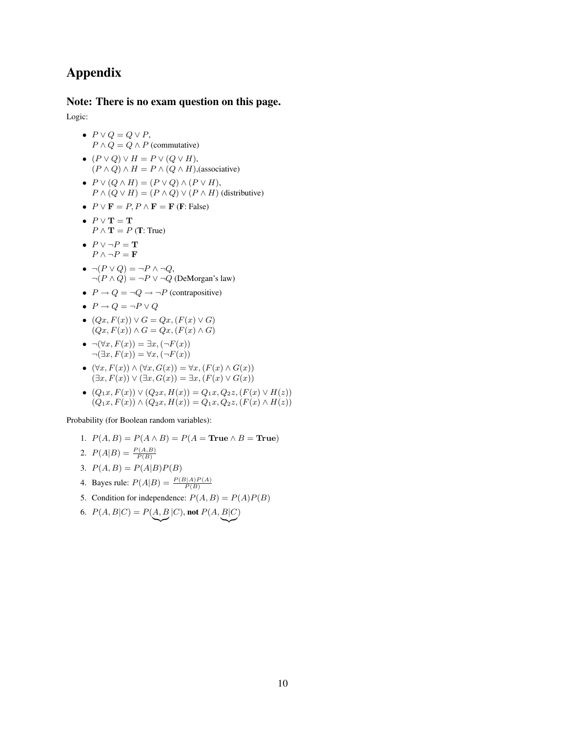# Appendix

## Note: There is no exam question on this page.

Logic:

- $P \vee Q = Q \vee P$,
  $P \wedge Q = Q \wedge P$ (commutative)
- $(P \vee Q) \vee H = P \vee (Q \vee H)$,
  $(P \wedge Q) \wedge H = P \wedge (Q \wedge H)$,(associative)
- $P \vee (Q \wedge H) = (P \vee Q) \wedge (P \vee H)$,
  $P \wedge (Q \vee H) = (P \wedge Q) \vee (P \wedge H)$ (distributive)
- $P \vee \mathbf{F} = P, P \wedge \mathbf{F} = \mathbf{F}$ ($\mathbf{F}$: False)
- $P \vee \mathbf{T} = \mathbf{T}$
  $P \wedge \mathbf{T} = P$ ($\mathbf{T}$: True)
- $P \vee \neg P = \mathbf{T}$
  $P \wedge \neg P = \mathbf{F}$
- $\neg(P \vee Q) = \neg P \wedge \neg Q$,
  $\neg(P \wedge Q) = \neg P \vee \neg Q$ (DeMorgan's law)
- $P \rightarrow Q = \neg Q \rightarrow \neg P$ (contrapositive)
- $P \rightarrow Q = \neg P \vee Q$
- $(Qx, F(x)) \vee G = Qx, (F(x) \vee G)$
  $(Qx, F(x)) \wedge G = Qx, (F(x) \wedge G)$
- $\neg(\forall x, F(x)) = \exists x, (\neg F(x))$
  $\neg(\exists x, F(x)) = \forall x, (\neg F(x))$
- $(\forall x, F(x)) \wedge (\forall x, G(x)) = \forall x, (F(x) \wedge G(x))$
  $(\exists x, F(x)) \vee (\exists x, G(x)) = \exists x, (F(x) \vee G(x))$
- $(Q_1 x, F(x)) \vee (Q_2 x, H(x)) = Q_1 x, Q_2 z, (F(x) \vee H(z))$
  $(Q_1 x, F(x)) \wedge (Q_2 x, H(x)) = Q_1 x, Q_2 z, (F(x) \wedge H(z))$

Probability (for Boolean random variables):

1. $P(A, B) = P(A \wedge B) = P(A = \mathbf{True} \wedge B = \mathbf{True})$
2. $P(A|B) = \frac{P(A,B)}{P(B)}$
3. $P(A, B) = P(A|B)P(B)$
4. Bayes rule: $P(A|B) = \frac{P(B|A)P(A)}{P(B)}$
5. Condition for independence: $P(A, B) = P(A)P(B)$
6. $P(A, B|C) = P(\underbrace{A, B}|C)$, **not** $P(A, \underbrace{B|C})$